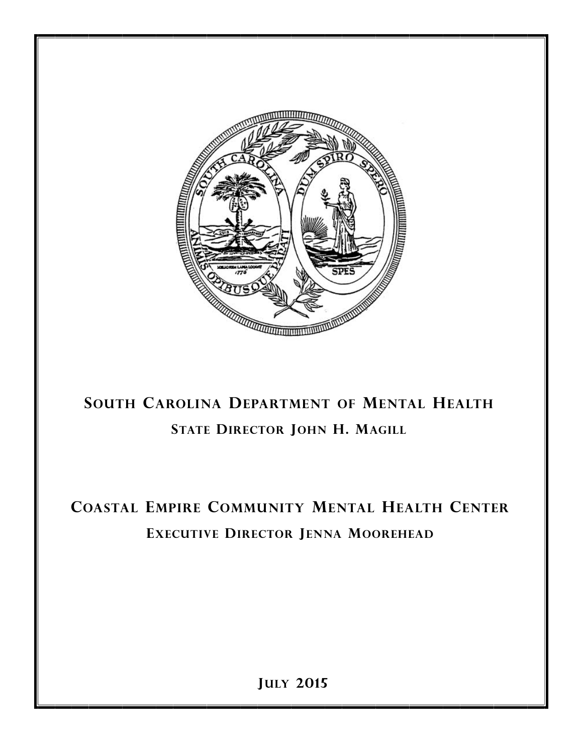# SOUTH CAROLINA DEPARTMENT OF MENTAL HEALTH

## STATE DIRECTOR JOHN H. MAGILL

# COASTAL EMPIRE COMMUNITY MENTAL HEALTH CENTER

## EXECUTIVE DIRECTOR JENNA MOOREHEAD

**JULY 2015**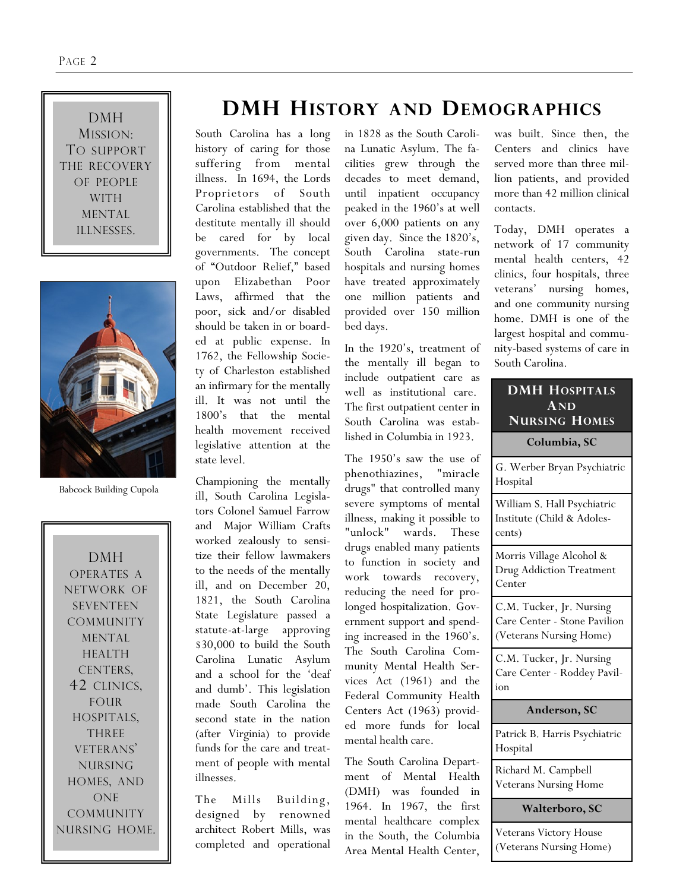DMH Mission: To support the recovery of people with mental illnesses.

Babcock Building Cupola

DMH operates a network of seventeen community mental health centers, 42 clinics, four hospitals, three veterans' nursing homes, and one community nursing home.

# DMH History and Demographics

South Carolina has a long history of caring for those suffering from mental illness. In 1694, the Lords Proprietors of South Carolina established that the destitute mentally ill should be cared for by local governments. The concept of "Outdoor Relief," based upon Elizabethan Poor Laws, affirmed that the poor, sick and/or disabled should be taken in or boarded at public expense. In 1762, the Fellowship Society of Charleston established an infirmary for the mentally ill. It was not until the 1800's that the mental health movement received legislative attention at the state level.

Championing the mentally ill, South Carolina Legislators Colonel Samuel Farrow and Major William Crafts worked zealously to sensitize their fellow lawmakers to the needs of the mentally ill, and on December 20, 1821, the South Carolina State Legislature passed a statute-at-large approving $30,000 to build the South Carolina Lunatic Asylum and a school for the 'deaf and dumb'. This legislation made South Carolina the second state in the nation (after Virginia) to provide funds for the care and treatment of people with mental illnesses.

The Mills Building, designed by renowned architect Robert Mills, was completed and operational in 1828 as the South Carolina Lunatic Asylum. The facilities grew through the decades to meet demand, until inpatient occupancy peaked in the 1960's at well over 6,000 patients on any given day. Since the 1820's, South Carolina state-run hospitals and nursing homes have treated approximately one million patients and provided over 150 million bed days.

In the 1920's, treatment of the mentally ill began to include outpatient care as well as institutional care. The first outpatient center in South Carolina was established in Columbia in 1923.

The 1950's saw the use of phenothiazines, "miracle drugs" that controlled many severe symptoms of mental illness, making it possible to "unlock" wards. These drugs enabled many patients to function in society and work towards recovery, reducing the need for prolonged hospitalization. Government support and spending increased in the 1960's. The South Carolina Community Mental Health Services Act (1961) and the Federal Community Health Centers Act (1963) provided more funds for local mental health care.

The South Carolina Department of Mental Health (DMH) was founded in 1964. In 1967, the first mental healthcare complex in the South, the Columbia Area Mental Health Center, was built. Since then, the Centers and clinics have served more than three million patients, and provided more than 42 million clinical contacts.

Today, DMH operates a network of 17 community mental health centers, 42 clinics, four hospitals, three veterans' nursing homes, and one community nursing home. DMH is one of the largest hospital and community-based systems of care in South Carolina.

| DMH Hospitals And Nursing Homes |
|---|
| **Columbia, SC** |
| G. Werber Bryan Psychiatric Hospital |
| William S. Hall Psychiatric Institute (Child & Adolescents) |
| Morris Village Alcohol & Drug Addiction Treatment Center |
| C.M. Tucker, Jr. Nursing Care Center - Stone Pavilion (Veterans Nursing Home) |
| C.M. Tucker, Jr. Nursing Care Center - Roddey Pavilion |
| **Anderson, SC** |
| Patrick B. Harris Psychiatric Hospital |
| Richard M. Campbell Veterans Nursing Home |
| **Walterboro, SC** |
| Veterans Victory House (Veterans Nursing Home) |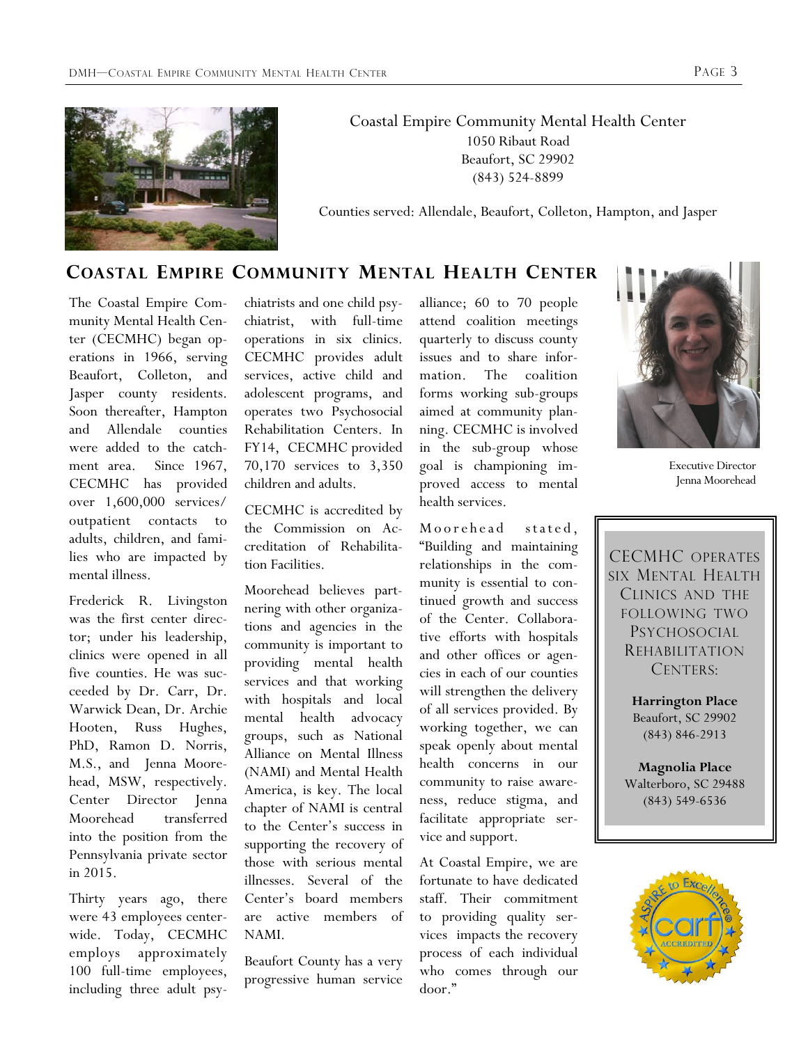Coastal Empire Community Mental Health Center
1050 Ribaut Road
Beaufort, SC 29902
(843) 524-8899

Counties served: Allendale, Beaufort, Colleton, Hampton, and Jasper

## Coastal Empire Community Mental Health Center

The Coastal Empire Community Mental Health Center (CECMHC) began operations in 1966, serving Beaufort, Colleton, and Jasper county residents. Soon thereafter, Hampton and Allendale counties were added to the catchment area. Since 1967, CECMHC has provided over 1,600,000 services/outpatient contacts to adults, children, and families who are impacted by mental illness.

Frederick R. Livingston was the first center director; under his leadership, clinics were opened in all five counties. He was succeeded by Dr. Carr, Dr. Warwick Dean, Dr. Archie Hooten, Russ Hughes, PhD, Ramon D. Norris, M.S., and Jenna Moorehead, MSW, respectively. Center Director Jenna Moorehead transferred into the position from the Pennsylvania private sector in 2015.

Thirty years ago, there were 43 employees centerwide. Today, CECMHC employs approximately 100 full-time employees, including three adult psychiatrists and one child psychiatrist, with full-time operations in six clinics. CECMHC provides adult services, active child and adolescent programs, and operates two Psychosocial Rehabilitation Centers. In FY14, CECMHC provided 70,170 services to 3,350 children and adults.

CECMHC is accredited by the Commission on Accreditation of Rehabilitation Facilities.

Moorehead believes partnering with other organizations and agencies in the community is important to providing mental health services and that working with hospitals and local mental health advocacy groups, such as National Alliance on Mental Illness (NAMI) and Mental Health America, is key. The local chapter of NAMI is central to the Center's success in supporting the recovery of those with serious mental illnesses. Several of the Center's board members are active members of NAMI.

Beaufort County has a very progressive human service alliance; 60 to 70 people attend coalition meetings quarterly to discuss county issues and to share information. The coalition forms working sub-groups aimed at community planning. CECMHC is involved in the sub-group whose goal is championing improved access to mental health services.

Moorehead stated, "Building and maintaining relationships in the community is essential to continued growth and success of the Center. Collaborative efforts with hospitals and other offices or agencies in each of our counties will strengthen the delivery of all services provided. By working together, we can speak openly about mental health concerns in our community to raise awareness, reduce stigma, and facilitate appropriate service and support.

At Coastal Empire, we are fortunate to have dedicated staff. Their commitment to providing quality services impacts the recovery process of each individual who comes through our door."

Executive Director
Jenna Moorehead

CECMHC operates six Mental Health Clinics and the following two Psychosocial Rehabilitation Centers:

**Harrington Place**
Beaufort, SC 29902
(843) 846-2913

**Magnolia Place**
Walterboro, SC 29488
(843) 549-6536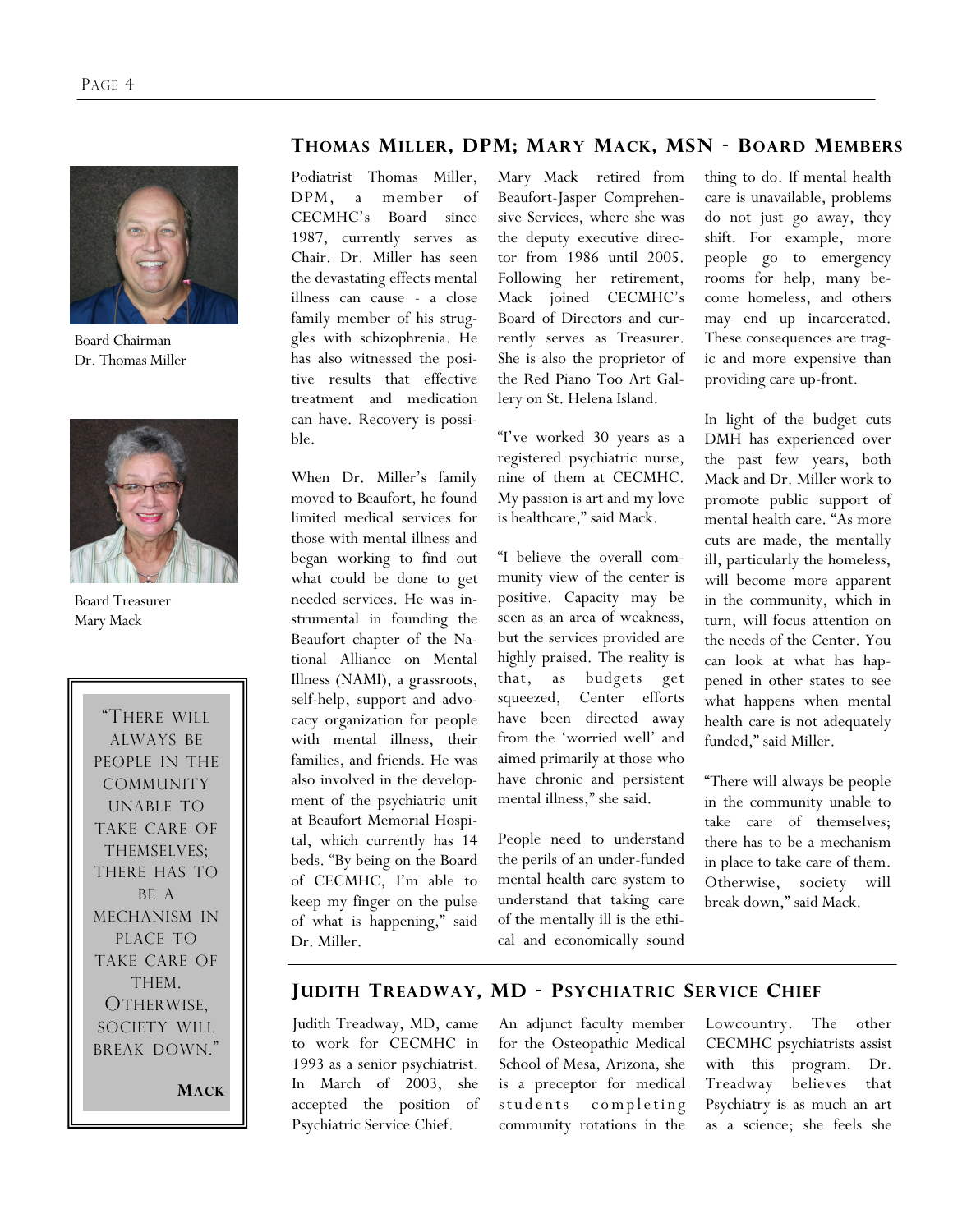## Thomas Miller, DPM; Mary Mack, MSN - Board Members

Board Chairman
Dr. Thomas Miller

Board Treasurer
Mary Mack

> "There will always be people in the community unable to take care of themselves; there has to be a mechanism in place to take care of them. Otherwise, society will break down."
>
> **Mack**

Podiatrist Thomas Miller, DPM, a member of CECMHC's Board since 1987, currently serves as Chair. Dr. Miller has seen the devastating effects mental illness can cause - a close family member of his struggles with schizophrenia. He has also witnessed the positive results that effective treatment and medication can have. Recovery is possible.

When Dr. Miller's family moved to Beaufort, he found limited medical services for those with mental illness and began working to find out what could be done to get needed services. He was instrumental in founding the Beaufort chapter of the National Alliance on Mental Illness (NAMI), a grassroots, self-help, support and advocacy organization for people with mental illness, their families, and friends. He was also involved in the development of the psychiatric unit at Beaufort Memorial Hospital, which currently has 14 beds. "By being on the Board of CECMHC, I'm able to keep my finger on the pulse of what is happening," said Dr. Miller.

Mary Mack retired from Beaufort-Jasper Comprehensive Services, where she was the deputy executive director from 1986 until 2005. Following her retirement, Mack joined CECMHC's Board of Directors and currently serves as Treasurer. She is also the proprietor of the Red Piano Too Art Gallery on St. Helena Island.

"I've worked 30 years as a registered psychiatric nurse, nine of them at CECMHC. My passion is art and my love is healthcare," said Mack.

"I believe the overall community view of the center is positive. Capacity may be seen as an area of weakness, but the services provided are highly praised. The reality is that, as budgets get squeezed, Center efforts have been directed away from the 'worried well' and aimed primarily at those who have chronic and persistent mental illness," she said.

People need to understand the perils of an under-funded mental health care system to understand that taking care of the mentally ill is the ethical and economically sound thing to do. If mental health care is unavailable, problems do not just go away, they shift. For example, more people go to emergency rooms for help, many become homeless, and others may end up incarcerated. These consequences are tragic and more expensive than providing care up-front.

In light of the budget cuts DMH has experienced over the past few years, both Mack and Dr. Miller work to promote public support of mental health care. "As more cuts are made, the mentally ill, particularly the homeless, will become more apparent in the community, which in turn, will focus attention on the needs of the Center. You can look at what has happened in other states to see what happens when mental health care is not adequately funded," said Miller.

"There will always be people in the community unable to take care of themselves; there has to be a mechanism in place to take care of them. Otherwise, society will break down," said Mack.

## Judith Treadway, MD - Psychiatric Service Chief

Judith Treadway, MD, came to work for CECMHC in 1993 as a senior psychiatrist. In March of 2003, she accepted the position of Psychiatric Service Chief.

An adjunct faculty member for the Osteopathic Medical School of Mesa, Arizona, she is a preceptor for medical students completing community rotations in the Lowcountry. The other CECMHC psychiatrists assist with this program. Dr. Treadway believes that Psychiatry is as much an art as a science; she feels she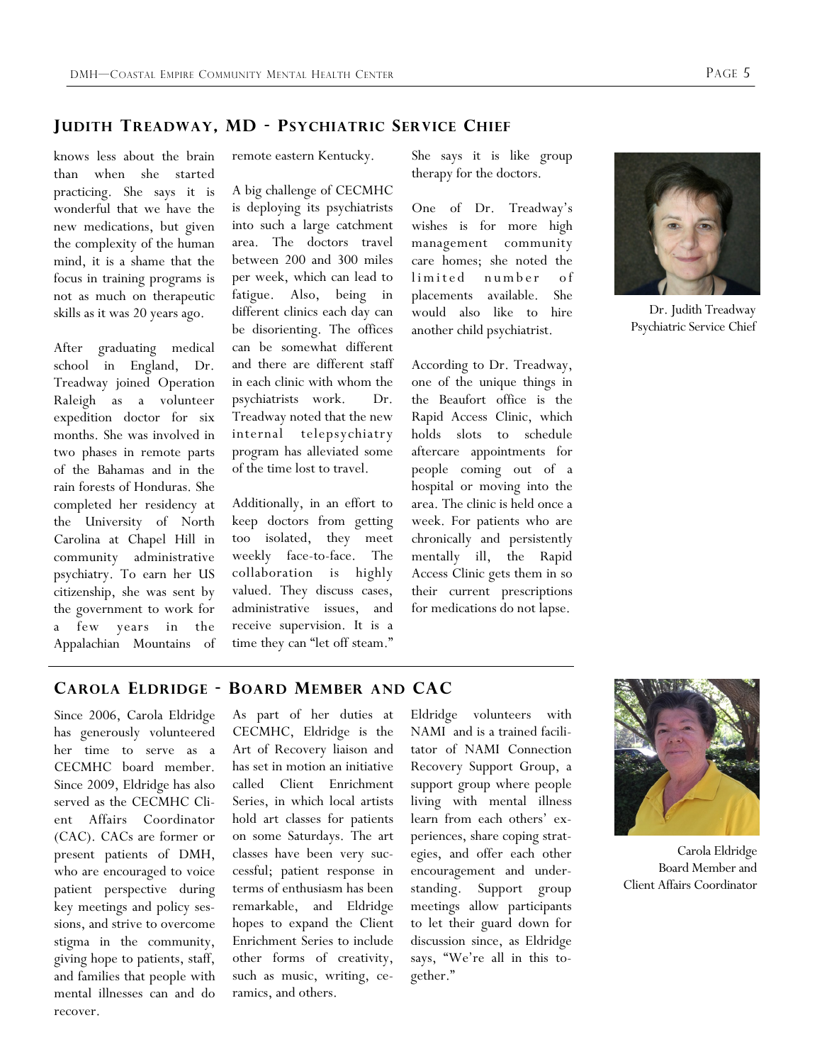## Judith Treadway, MD - Psychiatric Service Chief

knows less about the brain than when she started practicing. She says it is wonderful that we have the new medications, but given the complexity of the human mind, it is a shame that the focus in training programs is not as much on therapeutic skills as it was 20 years ago.

After graduating medical school in England, Dr. Treadway joined Operation Raleigh as a volunteer expedition doctor for six months. She was involved in two phases in remote parts of the Bahamas and in the rain forests of Honduras. She completed her residency at the University of North Carolina at Chapel Hill in community administrative psychiatry. To earn her US citizenship, she was sent by the government to work for a few years in the Appalachian Mountains of remote eastern Kentucky.

A big challenge of CECMHC is deploying its psychiatrists into such a large catchment area. The doctors travel between 200 and 300 miles per week, which can lead to fatigue. Also, being in different clinics each day can be disorienting. The offices can be somewhat different and there are different staff in each clinic with whom the psychiatrists work. Dr. Treadway noted that the new internal telepsychiatry program has alleviated some of the time lost to travel.

Additionally, in an effort to keep doctors from getting too isolated, they meet weekly face-to-face. The collaboration is highly valued. They discuss cases, administrative issues, and receive supervision. It is a time they can "let off steam." She says it is like group therapy for the doctors.

One of Dr. Treadway's wishes is for more high management community care homes; she noted the limited number of placements available. She would also like to hire another child psychiatrist.

According to Dr. Treadway, one of the unique things in the Beaufort office is the Rapid Access Clinic, which holds slots to schedule aftercare appointments for people coming out of a hospital or moving into the area. The clinic is held once a week. For patients who are chronically and persistently mentally ill, the Rapid Access Clinic gets them in so their current prescriptions for medications do not lapse.

Dr. Judith Treadway
Psychiatric Service Chief

## Carola Eldridge - Board Member and CAC

Since 2006, Carola Eldridge has generously volunteered her time to serve as a CECMHC board member. Since 2009, Eldridge has also served as the CECMHC Client Affairs Coordinator (CAC). CACs are former or present patients of DMH, who are encouraged to voice patient perspective during key meetings and policy sessions, and strive to overcome stigma in the community, giving hope to patients, staff, and families that people with mental illnesses can and do recover.

As part of her duties at CECMHC, Eldridge is the Art of Recovery liaison and has set in motion an initiative called Client Enrichment Series, in which local artists hold art classes for patients on some Saturdays. The art classes have been very successful; patient response in terms of enthusiasm has been remarkable, and Eldridge hopes to expand the Client Enrichment Series to include other forms of creativity, such as music, writing, ceramics, and others.

Eldridge volunteers with NAMI and is a trained facilitator of NAMI Connection Recovery Support Group, a support group where people living with mental illness learn from each others' experiences, share coping strategies, and offer each other encouragement and understanding. Support group meetings allow participants to let their guard down for discussion since, as Eldridge says, "We're all in this together."

Carola Eldridge
Board Member and
Client Affairs Coordinator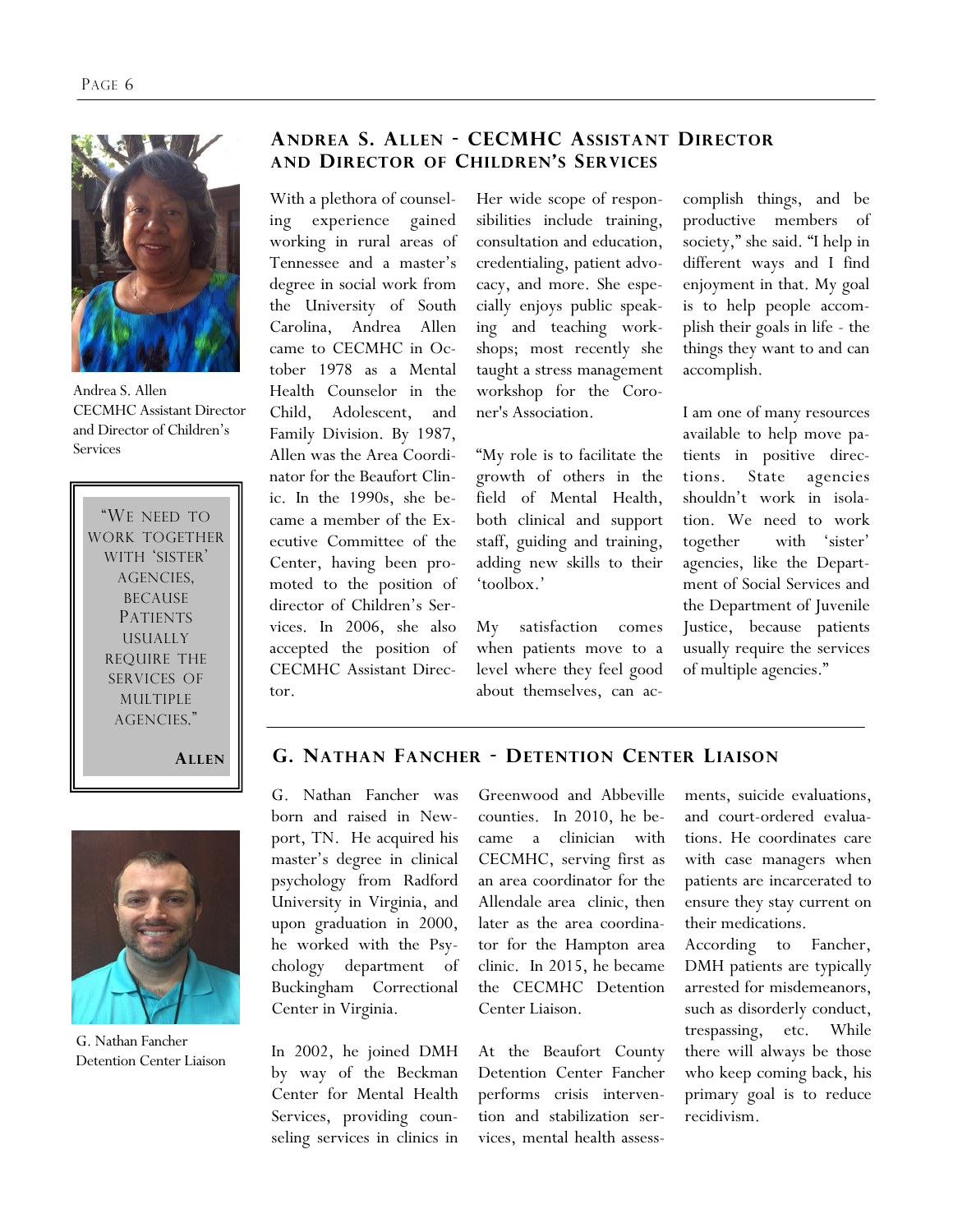## Andrea S. Allen - CECMHC Assistant Director and Director of Children's Services

Andrea S. Allen
CECMHC Assistant Director and Director of Children's Services

With a plethora of counseling experience gained working in rural areas of Tennessee and a master's degree in social work from the University of South Carolina, Andrea Allen came to CECMHC in October 1978 as a Mental Health Counselor in the Child, Adolescent, and Family Division. By 1987, Allen was the Area Coordinator for the Beaufort Clinic. In the 1990s, she became a member of the Executive Committee of the Center, having been promoted to the position of director of Children's Services. In 2006, she also accepted the position of CECMHC Assistant Director.

Her wide scope of responsibilities include training, consultation and education, credentialing, patient advocacy, and more. She especially enjoys public speaking and teaching workshops; most recently she taught a stress management workshop for the Coroner's Association.

"My role is to facilitate the growth of others in the field of Mental Health, both clinical and support staff, guiding and training, adding new skills to their 'toolbox.'

My satisfaction comes when patients move to a level where they feel good about themselves, can accomplish things, and be productive members of society," she said. "I help in different ways and I find enjoyment in that. My goal is to help people accomplish their goals in life - the things they want to and can accomplish.

I am one of many resources available to help move patients in positive directions. State agencies shouldn't work in isolation. We need to work together with 'sister' agencies, like the Department of Social Services and the Department of Juvenile Justice, because patients usually require the services of multiple agencies."

> "We need to work together with 'sister' agencies, because patients usually require the services of multiple agencies."
>
> **Allen**

## G. Nathan Fancher - Detention Center Liaison

G. Nathan Fancher
Detention Center Liaison

G. Nathan Fancher was born and raised in Newport, TN. He acquired his master's degree in clinical psychology from Radford University in Virginia, and upon graduation in 2000, he worked with the Psychology department of Buckingham Correctional Center in Virginia.

In 2002, he joined DMH by way of the Beckman Center for Mental Health Services, providing counseling services in clinics in Greenwood and Abbeville counties. In 2010, he became a clinician with CECMHC, serving first as an area coordinator for the Allendale area clinic, then later as the area coordinator for the Hampton area clinic. In 2015, he became the CECMHC Detention Center Liaison.

At the Beaufort County Detention Center Fancher performs crisis intervention and stabilization services, mental health assessments, suicide evaluations, and court-ordered evaluations. He coordinates care with case managers when patients are incarcerated to ensure they stay current on their medications.

According to Fancher, DMH patients are typically arrested for misdemeanors, such as disorderly conduct, trespassing, etc. While there will always be those who keep coming back, his primary goal is to reduce recidivism.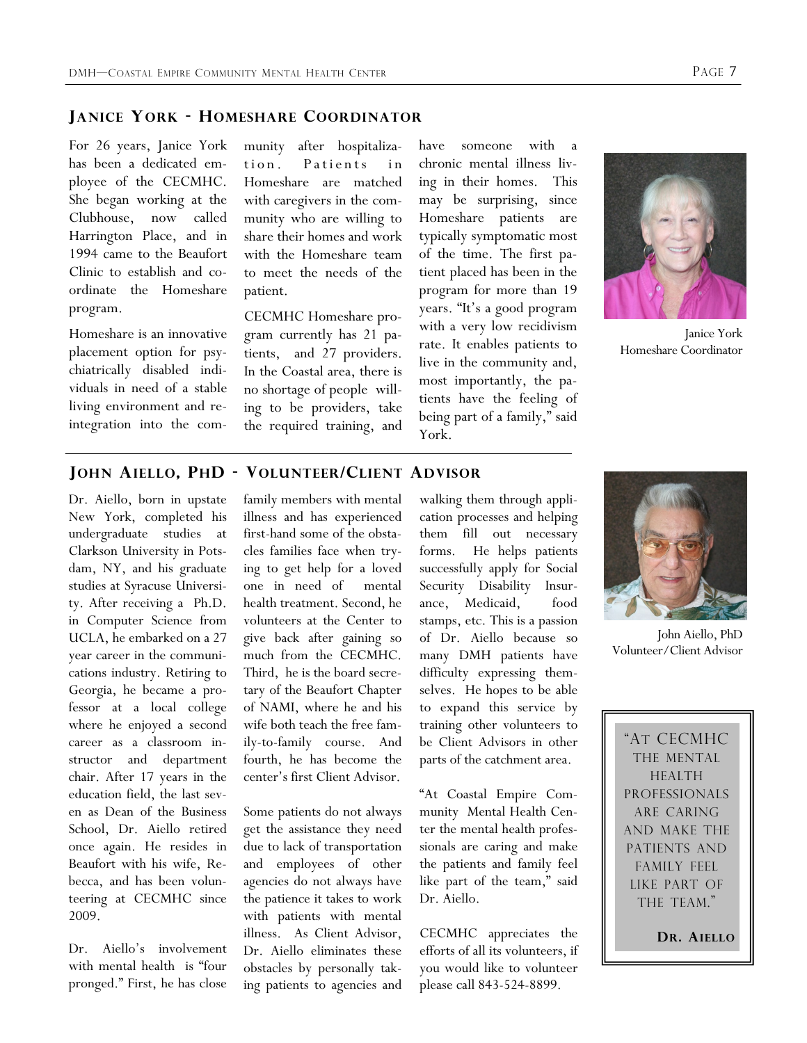## Janice York - Homeshare Coordinator

For 26 years, Janice York has been a dedicated employee of the CECMHC. She began working at the Clubhouse, now called Harrington Place, and in 1994 came to the Beaufort Clinic to establish and coordinate the Homeshare program.

Homeshare is an innovative placement option for psychiatrically disabled individuals in need of a stable living environment and reintegration into the community after hospitalization. Patients in Homeshare are matched with caregivers in the community who are willing to share their homes and work with the Homeshare team to meet the needs of the patient.

CECMHC Homeshare program currently has 21 patients, and 27 providers. In the Coastal area, there is no shortage of people willing to be providers, take the required training, and have someone with a chronic mental illness living in their homes. This may be surprising, since Homeshare patients are typically symptomatic most of the time. The first patient placed has been in the program for more than 19 years. "It's a good program with a very low recidivism rate. It enables patients to live in the community and, most importantly, the patients have the feeling of being part of a family," said York.

Janice York
Homeshare Coordinator

## John Aiello, PhD - Volunteer/Client Advisor

Dr. Aiello, born in upstate New York, completed his undergraduate studies at Clarkson University in Potsdam, NY, and his graduate studies at Syracuse University. After receiving a Ph.D. in Computer Science from UCLA, he embarked on a 27 year career in the communications industry. Retiring to Georgia, he became a professor at a local college where he enjoyed a second career as a classroom instructor and department chair. After 17 years in the education field, the last seven as Dean of the Business School, Dr. Aiello retired once again. He resides in Beaufort with his wife, Rebecca, and has been volunteering at CECMHC since 2009.

Dr. Aiello's involvement with mental health is "four pronged." First, he has close family members with mental illness and has experienced first-hand some of the obstacles families face when trying to get help for a loved one in need of mental health treatment. Second, he volunteers at the Center to give back after gaining so much from the CECMHC. Third, he is the board secretary of the Beaufort Chapter of NAMI, where he and his wife both teach the free family-to-family course. And fourth, he has become the center's first Client Advisor.

Some patients do not always get the assistance they need due to lack of transportation and employees of other agencies do not always have the patience it takes to work with patients with mental illness. As Client Advisor, Dr. Aiello eliminates these obstacles by personally taking patients to agencies and walking them through application processes and helping them fill out necessary forms. He helps patients successfully apply for Social Security Disability Insurance, Medicaid, food stamps, etc. This is a passion of Dr. Aiello because so many DMH patients have difficulty expressing themselves. He hopes to be able to expand this service by training other volunteers to be Client Advisors in other parts of the catchment area.

"At Coastal Empire Community Mental Health Center the mental health professionals are caring and make the patients and family feel like part of the team," said Dr. Aiello.

CECMHC appreciates the efforts of all its volunteers, if you would like to volunteer please call 843-524-8899.

John Aiello, PhD
Volunteer/Client Advisor

> "At CECMHC the mental health professionals are caring and make the patients and family feel like part of the team."
>
> **Dr. Aiello**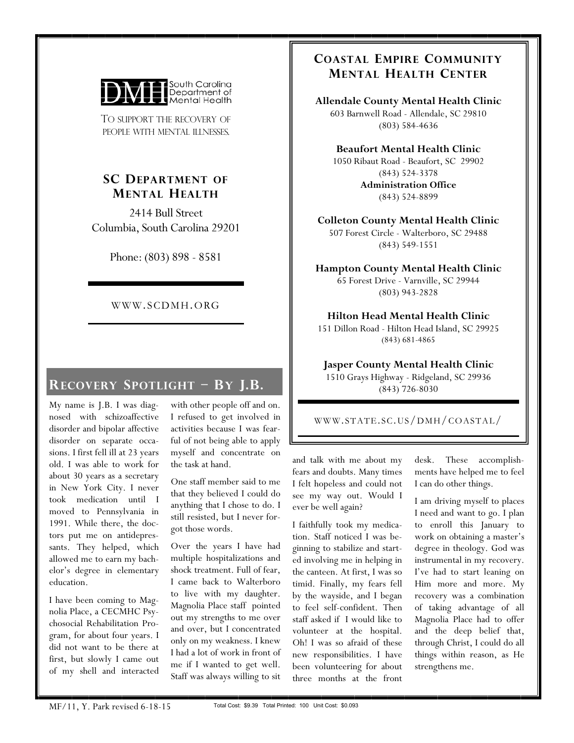DMH South Carolina Department of Mental Health

To support the recovery of people with mental illnesses.

## SC Department of Mental Health

2414 Bull Street
Columbia, South Carolina 29201

Phone: (803) 898 - 8581

WWW.SCDMH.ORG

## Coastal Empire Community Mental Health Center

**Allendale County Mental Health Clinic**
603 Barnwell Road - Allendale, SC 29810
(803) 584-4636

**Beaufort Mental Health Clinic**
1050 Ribaut Road - Beaufort, SC 29902
(843) 524-3378
**Administration Office**
(843) 524-8899

**Colleton County Mental Health Clinic**
507 Forest Circle - Walterboro, SC 29488
(843) 549-1551

**Hampton County Mental Health Clinic**
65 Forest Drive - Varnville, SC 29944
(803) 943-2828

**Hilton Head Mental Health Clinic**
151 Dillon Road - Hilton Head Island, SC 29925
(843) 681-4865

**Jasper County Mental Health Clinic**
1510 Grays Highway - Ridgeland, SC 29936
(843) 726-8030

WWW.STATE.SC.US/DMH/COASTAL/

## Recovery Spotlight – By J.B.

My name is J.B. I was diagnosed with schizoaffective disorder and bipolar affective disorder on separate occasions. I first fell ill at 23 years old. I was able to work for about 30 years as a secretary in New York City. I never took medication until I moved to Pennsylvania in 1991. While there, the doctors put me on antidepressants. They helped, which allowed me to earn my bachelor's degree in elementary education.

I have been coming to Magnolia Place, a CECMHC Psychosocial Rehabilitation Program, for about four years. I did not want to be there at first, but slowly I came out of my shell and interacted with other people off and on. I refused to get involved in activities because I was fearful of not being able to apply myself and concentrate on the task at hand.

One staff member said to me that they believed I could do anything that I chose to do. I still resisted, but I never forgot those words.

Over the years I have had multiple hospitalizations and shock treatment. Full of fear, I came back to Walterboro to live with my daughter. Magnolia Place staff pointed out my strengths to me over and over, but I concentrated only on my weakness. I knew I had a lot of work in front of me if I wanted to get well. Staff was always willing to sit and talk with me about my fears and doubts. Many times I felt hopeless and could not see my way out. Would I ever be well again?

I faithfully took my medication. Staff noticed I was beginning to stabilize and started involving me in helping in the canteen. At first, I was so timid. Finally, my fears fell by the wayside, and I began to feel self-confident. Then staff asked if I would like to volunteer at the hospital. Oh! I was so afraid of these new responsibilities. I have been volunteering for about three months at the front desk. These accomplishments have helped me to feel I can do other things.

I am driving myself to places I need and want to go. I plan to enroll this January to work on obtaining a master's degree in theology. God was instrumental in my recovery. I've had to start leaning on Him more and more. My recovery was a combination of taking advantage of all Magnolia Place had to offer and the deep belief that, through Christ, I could do all things within reason, as He strengthens me.

MF/11, Y. Park revised 6-18-15

Total Cost: $9.39 Total Printed: 100 Unit Cost: $0.093